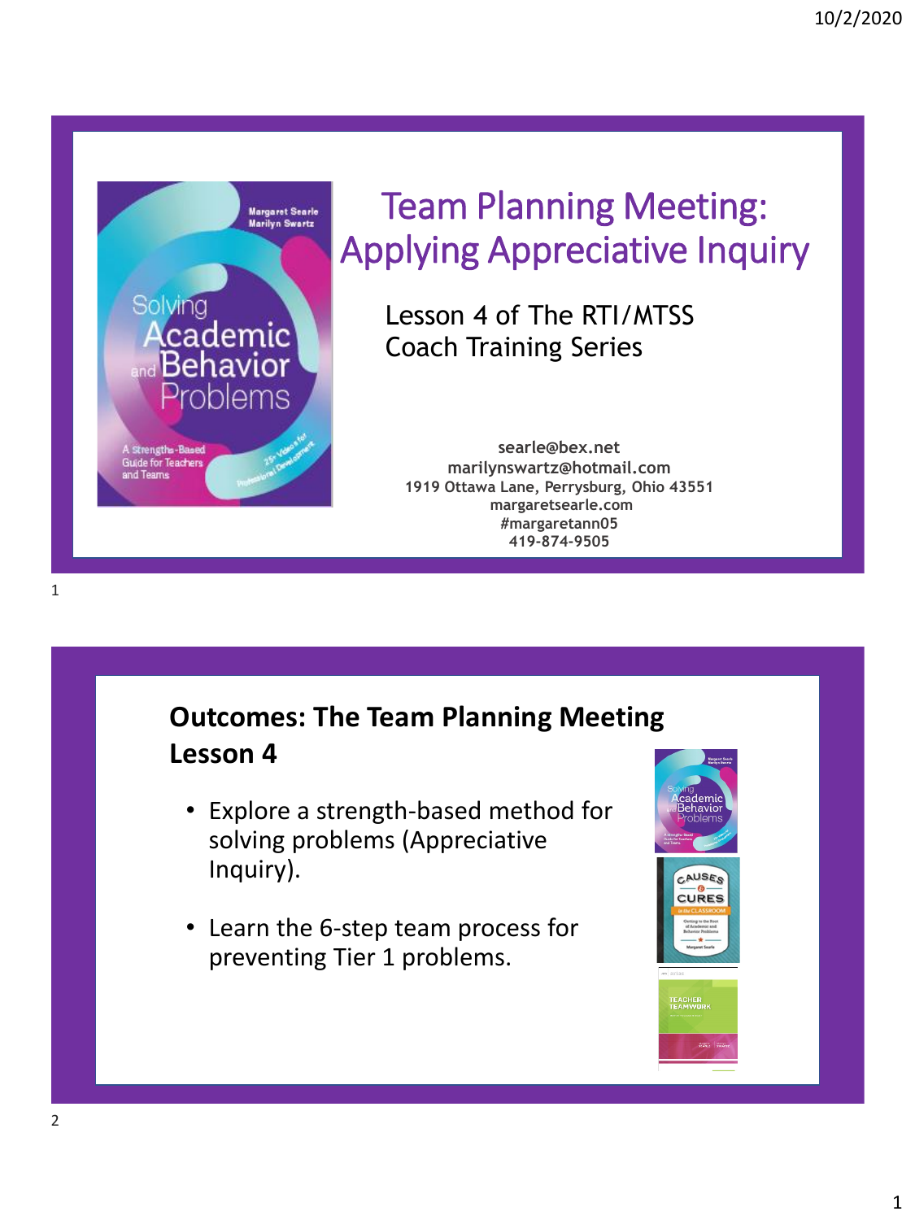# Team Planning Meeting: Applying Appreciative Inquiry

Lesson 4 of The RTI/MTSS Coach Training Series

searle@bex.net
marilynswartz@hotmail.com
1919 Ottawa Lane, Perrysburg, Ohio 43551
margaretsearle.com
#margaretann05
419-874-9505

## Outcomes: The Team Planning Meeting Lesson 4

- Explore a strength-based method for solving problems (Appreciative Inquiry).
- Learn the 6-step team process for preventing Tier 1 problems.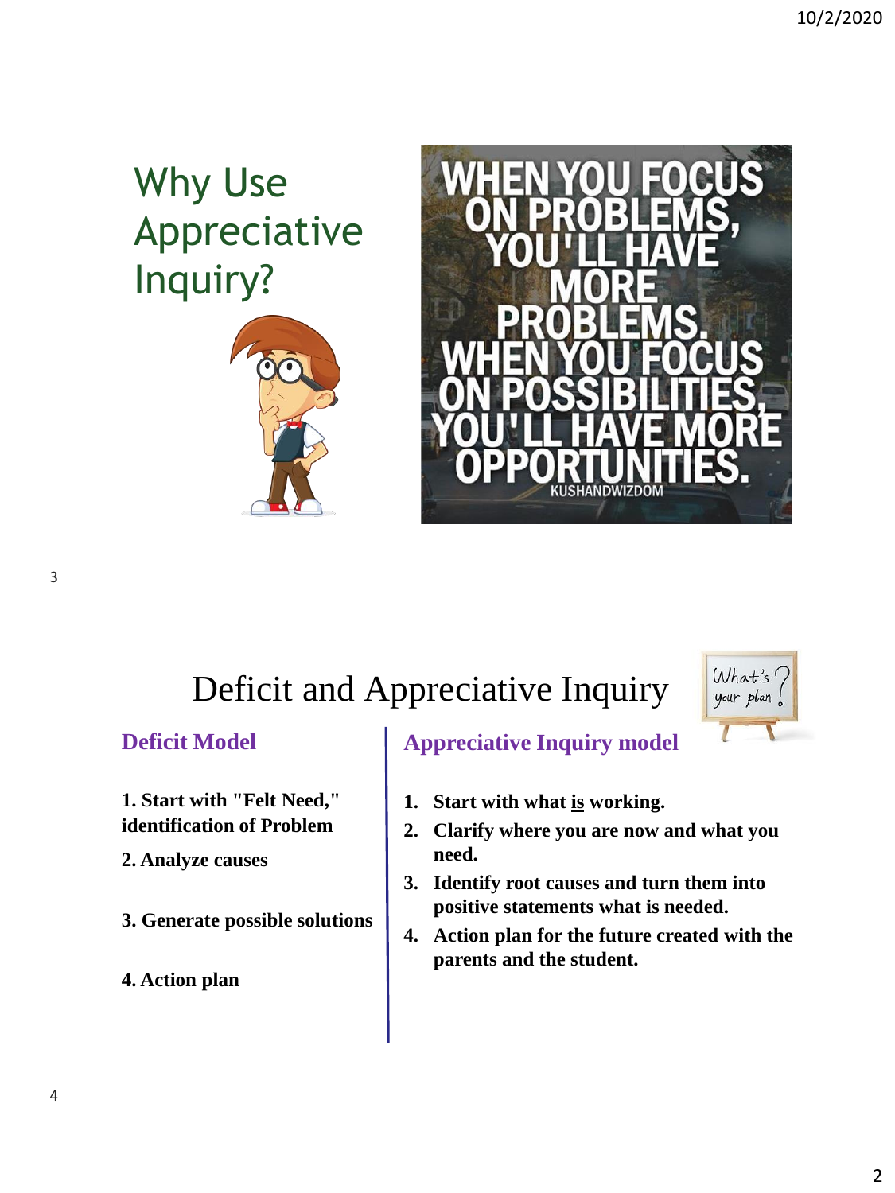# Why Use Appreciative Inquiry?

WHEN YOU FOCUS ON PROBLEMS, YOU'LL HAVE MORE PROBLEMS. WHEN YOU FOCUS ON POSSIBILITIES, YOU'LL HAVE MORE OPPORTUNITIES.

KUSHANDWIZDOM

# Deficit and Appreciative Inquiry

What's your plan?

## Deficit Model

**1. Start with "Felt Need," identification of Problem**

**2. Analyze causes**

**3. Generate possible solutions**

**4. Action plan**

## Appreciative Inquiry model

1. **Start with what <u>is</u> working.**
2. **Clarify where you are now and what you need.**
3. **Identify root causes and turn them into positive statements what is needed.**
4. **Action plan for the future created with the parents and the student.**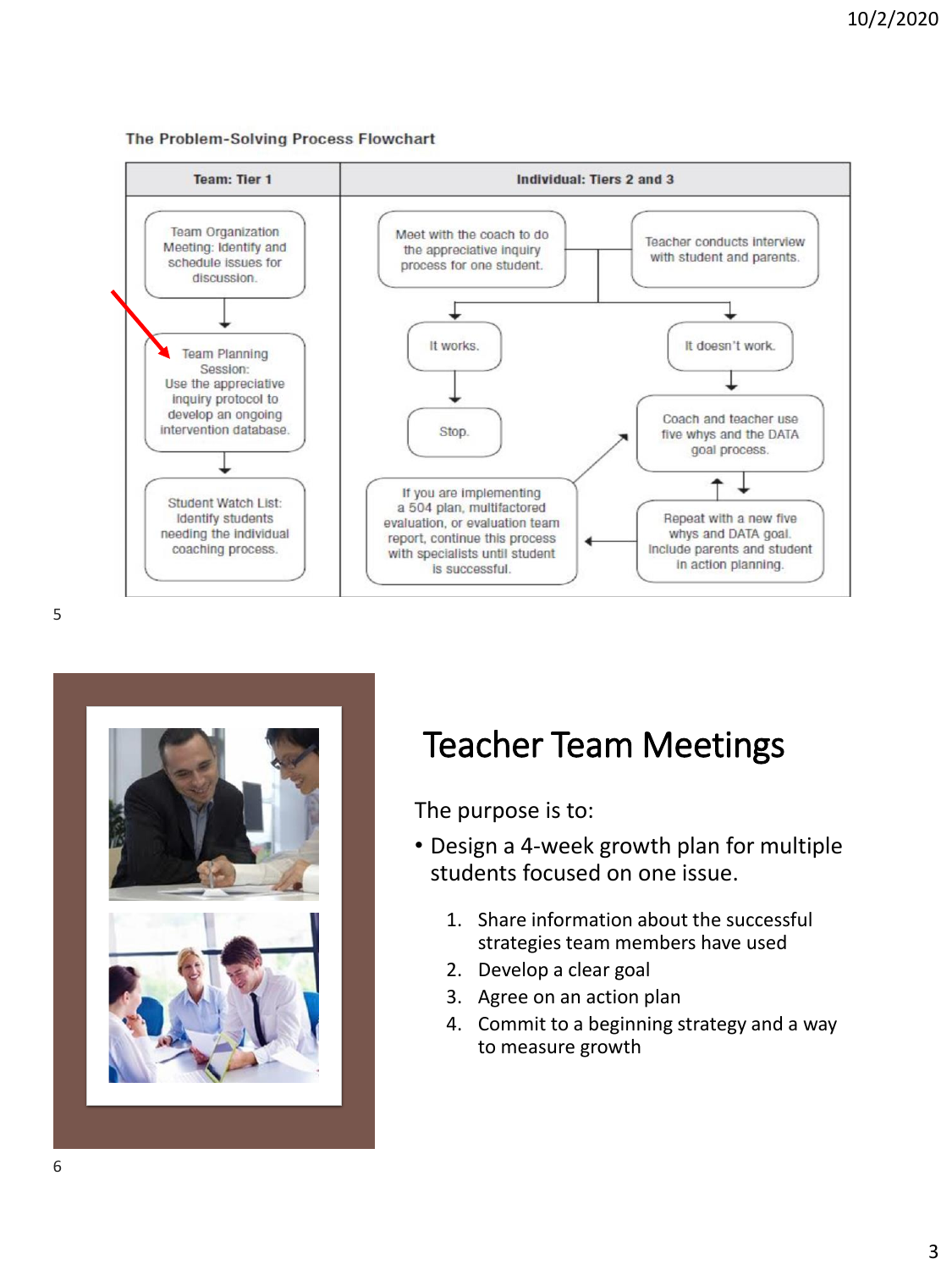The Problem-Solving Process Flowchart

| Team: Tier 1 | Individual: Tiers 2 and 3 |
| --- | --- |
| Team Organization Meeting: Identify and schedule issues for discussion. → Team Planning Session: Use the appreciative inquiry protocol to develop an ongoing intervention database. → Student Watch List: Identify students needing the individual coaching process. | Meet with the coach to do the appreciative inquiry process for one student. / Teacher conducts interview with student and parents. → It works. → Stop. / It doesn't work. → Coach and teacher use five whys and the DATA goal process. ↔ Repeat with a new five whys and DATA goal. Include parents and student in action planning. → If you are implementing a 504 plan, multifactored evaluation, or evaluation team report, continue this process with specialists until student is successful. |

# Teacher Team Meetings

The purpose is to:

- Design a 4-week growth plan for multiple students focused on one issue.
  1. Share information about the successful strategies team members have used
  2. Develop a clear goal
  3. Agree on an action plan
  4. Commit to a beginning strategy and a way to measure growth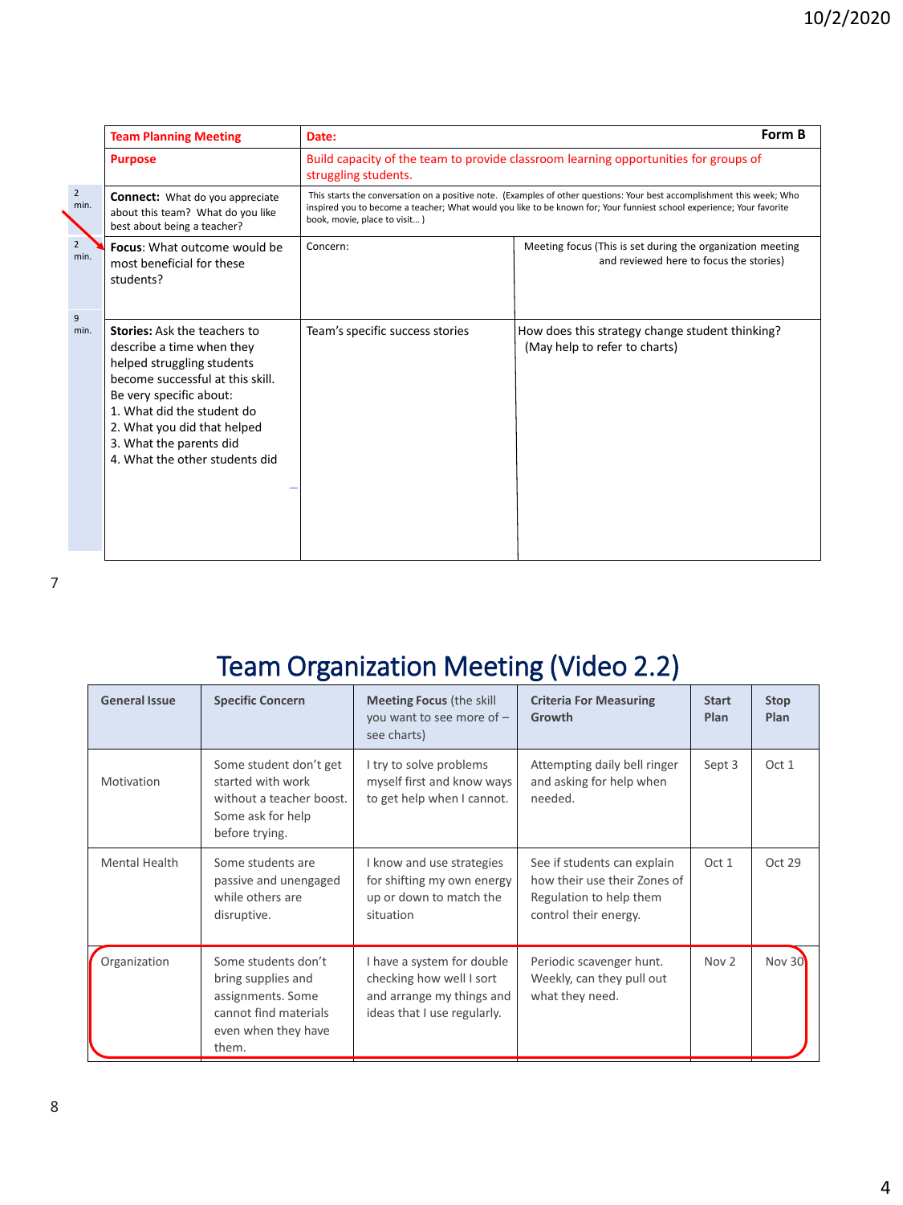| | Team Planning Meeting | Date: | Form B |
|---|---|---|---|
| | Purpose | Build capacity of the team to provide classroom learning opportunities for groups of struggling students. | |
| 2 min. | **Connect:** What do you appreciate about this team? What do you like best about being a teacher? | This starts the conversation on a positive note. (Examples of other questions: Your best accomplishment this week; Who inspired you to become a teacher; What would you like to be known for; Your funniest school experience; Your favorite book, movie, place to visit… ) | |
| 2 min. | **Focus**: What outcome would be most beneficial for these students? | Concern: | Meeting focus (This is set during the organization meeting and reviewed here to focus the stories) |
| 9 min. | **Stories:** Ask the teachers to describe a time when they helped struggling students become successful at this skill. Be very specific about:<br>1. What did the student do<br>2. What you did that helped<br>3. What the parents did<br>4. What the other students did | Team's specific success stories | How does this strategy change student thinking? (May help to refer to charts) |

# Team Organization Meeting (Video 2.2)

| General Issue | Specific Concern | Meeting Focus (the skill you want to see more of – see charts) | Criteria For Measuring Growth | Start Plan | Stop Plan |
|---|---|---|---|---|---|
| Motivation | Some student don't get started with work without a teacher boost. Some ask for help before trying. | I try to solve problems myself first and know ways to get help when I cannot. | Attempting daily bell ringer and asking for help when needed. | Sept 3 | Oct 1 |
| Mental Health | Some students are passive and unengaged while others are disruptive. | I know and use strategies for shifting my own energy up or down to match the situation | See if students can explain how their use their Zones of Regulation to help them control their energy. | Oct 1 | Oct 29 |
| Organization | Some students don't bring supplies and assignments. Some cannot find materials even when they have them. | I have a system for double checking how well I sort and arrange my things and ideas that I use regularly. | Periodic scavenger hunt. Weekly, can they pull out what they need. | Nov 2 | Nov 30 |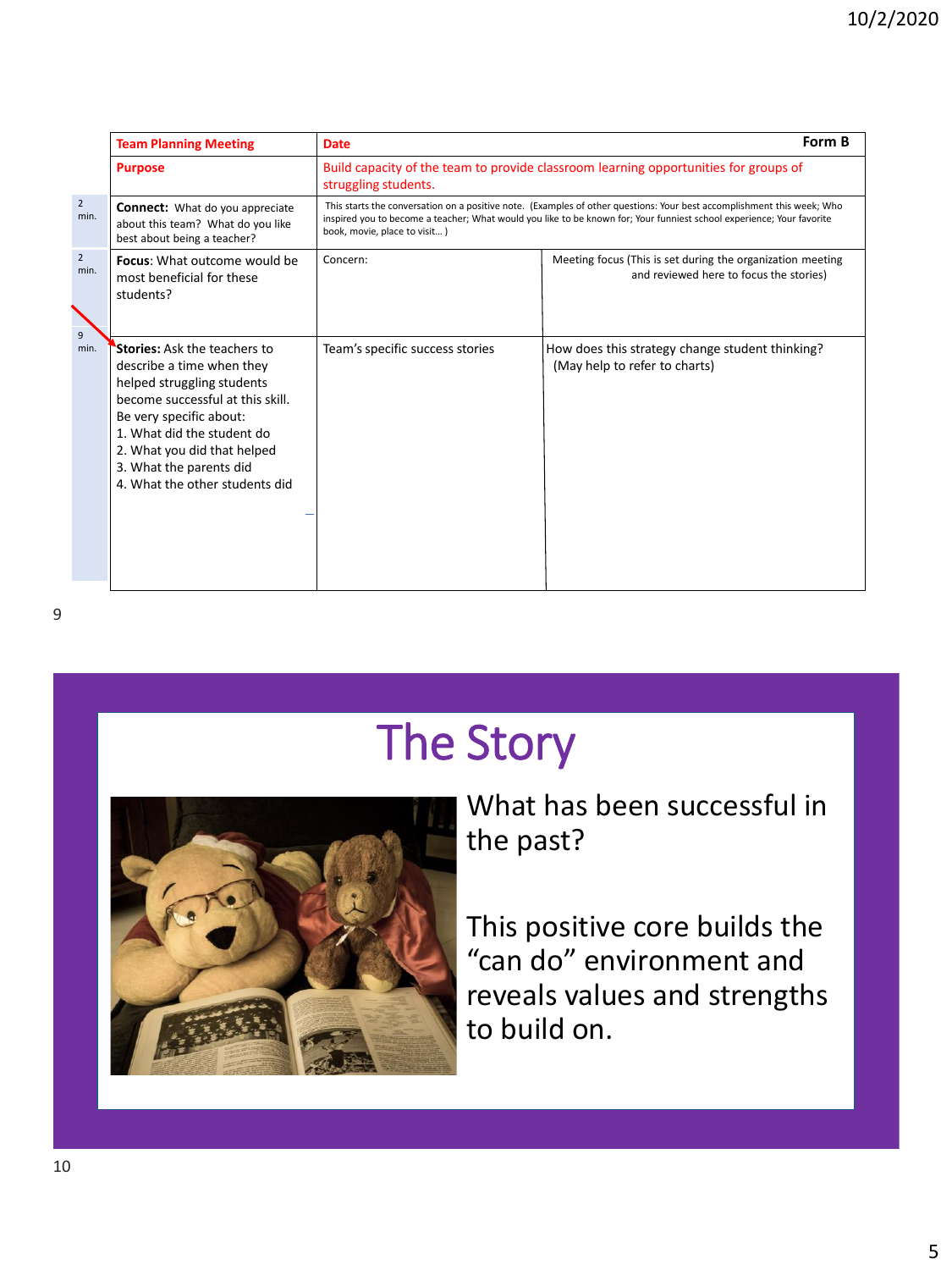| | Team Planning Meeting | Date | Form B |
|---|---|---|---|
| | **Purpose** | Build capacity of the team to provide classroom learning opportunities for groups of struggling students. | |
| 2 min. | **Connect:** What do you appreciate about this team? What do you like best about being a teacher? | This starts the conversation on a positive note. (Examples of other questions: Your best accomplishment this week; Who inspired you to become a teacher; What would you like to be known for; Your funniest school experience; Your favorite book, movie, place to visit… ) | |
| 2 min. | **Focus**: What outcome would be most beneficial for these students? | Concern: | Meeting focus (This is set during the organization meeting and reviewed here to focus the stories) |
| 9 min. | **Stories:** Ask the teachers to describe a time when they helped struggling students become successful at this skill. Be very specific about:<br>1. What did the student do<br>2. What you did that helped<br>3. What the parents did<br>4. What the other students did | Team's specific success stories | How does this strategy change student thinking? (May help to refer to charts) |

# The Story

What has been successful in the past?

This positive core builds the "can do" environment and reveals values and strengths to build on.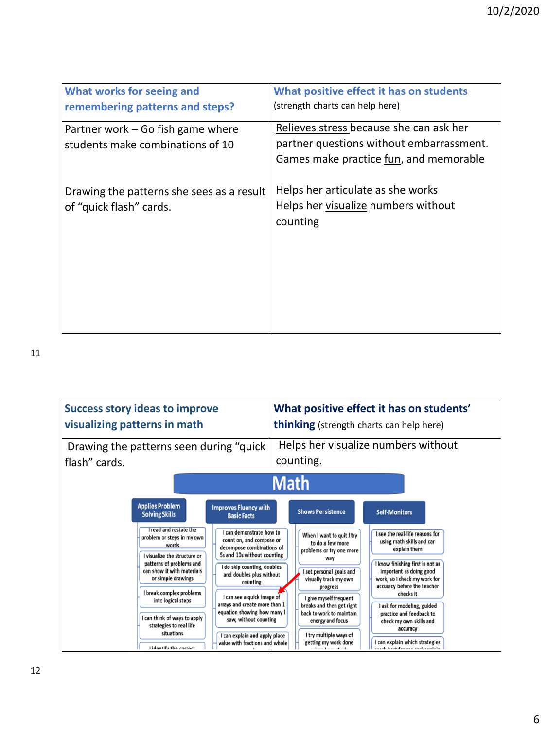| What works for seeing and remembering patterns and steps? | What positive effect it has on students (strength charts can help here) |
|---|---|
| Partner work – Go fish game where students make combinations of 10 | Relieves stress because she can ask her partner questions without embarrassment. Games make practice fun, and memorable |
| Drawing the patterns she sees as a result of "quick flash" cards. | Helps her articulate as she works<br>Helps her visualize numbers without counting |

| Success story ideas to improve visualizing patterns in math | What positive effect it has on students' thinking (strength charts can help here) |
|---|---|
| Drawing the patterns seen during "quick flash" cards. | Helps her visualize numbers without counting. |

**Math**

| Applies Problem Solving Skills | Improves Fluency with Basic Facts | Shows Persistence | Self-Monitors |
|---|---|---|---|
| I read and restate the problem or steps in my own words | I can demonstrate how to count on, and compose or decompose combinations of 5s and 10s without counting | When I want to quit I try to do a few more problems or try one more way | I see the real-life reasons for using math skills and can explain them |
| I visualize the structure or patterns of problems and can show it with materials or simple drawings | I do skip counting, doubles and doubles plus without counting | I set personal goals and visually track my own progress | I know finishing first is not as important as doing good work, so I check my work for accuracy before the teacher checks it |
| I break complex problems into logical steps | I can see a quick image of arrays and create more than 1 equation showing how many I saw, without counting | I give myself frequent breaks and then get right back to work to maintain energy and focus | I ask for modeling, guided practice and feedback to check my own skills and accuracy |
| I can think of ways to apply strategies to real life situations | I can explain and apply place value with fractions and whole | I try multiple ways of getting my work done | I can explain which strategies |
| I identify the correct | | | |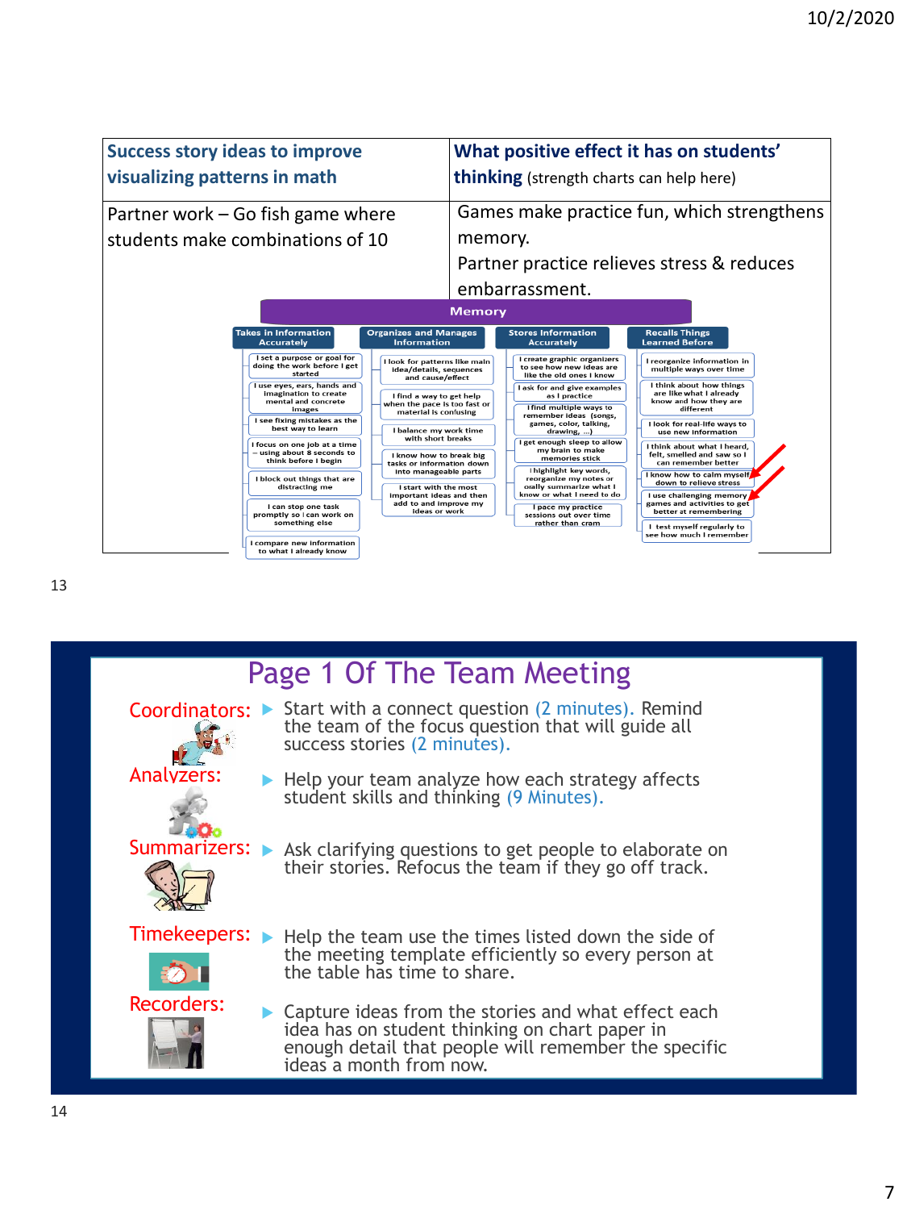| Success story ideas to improve visualizing patterns in math | What positive effect it has on students' thinking (strength charts can help here) |
| --- | --- |
| Partner work – Go fish game where students make combinations of 10 | Games make practice fun, which strengthens memory. Partner practice relieves stress & reduces embarrassment. |

**Memory**

| Takes in Information Accurately | Organizes and Manages Information | Stores Information Accurately | Recalls Things Learned Before |
| --- | --- | --- | --- |
| I set a purpose or goal for doing the work before I get started | I look for patterns like main idea/details, sequences and cause/effect | I create graphic organizers to see how new ideas are like the old ones I know | I reorganize information in multiple ways over time |
| I use eyes, ears, hands and imagination to create mental and concrete images | I find a way to get help when the pace is too fast or material is confusing | I ask for and give examples as I practice | I think about how things are like what I already know and how they are different |
| I see fixing mistakes as the best way to learn | I balance my work time with short breaks | I find multiple ways to remember ideas (songs, games, color, talking, drawing, ...) | I look for real-life ways to use new information |
| I focus on one job at a time – using about 8 seconds to think before I begin | I know how to break big tasks or information down into manageable parts | I get enough sleep to allow my brain to make memories stick | I think about what I heard, felt, smelled and saw so I can remember better |
| I block out things that are distracting me | I start with the most important ideas and then add to and improve my ideas or work | I highlight key words, reorganize my notes or orally summarize what I know or what I need to do | I know how to calm myself down to relieve stress |
| I can stop one task promptly so I can work on something else | | I pace my practice sessions out over time rather than cram | I use challenging memory games and activities to get better at remembering |
| I compare new information to what I already know | | | I test myself regularly to see how much I remember |

# Page 1 Of The Team Meeting

**Coordinators:**
- Start with a connect question (2 minutes). Remind the team of the focus question that will guide all success stories (2 minutes).

**Analyzers:**
- Help your team analyze how each strategy affects student skills and thinking (9 Minutes).

**Summarizers:**
- Ask clarifying questions to get people to elaborate on their stories. Refocus the team if they go off track.

**Timekeepers:**
- Help the team use the times listed down the side of the meeting template efficiently so every person at the table has time to share.

**Recorders:**
- Capture ideas from the stories and what effect each idea has on student thinking on chart paper in enough detail that people will remember the specific ideas a month from now.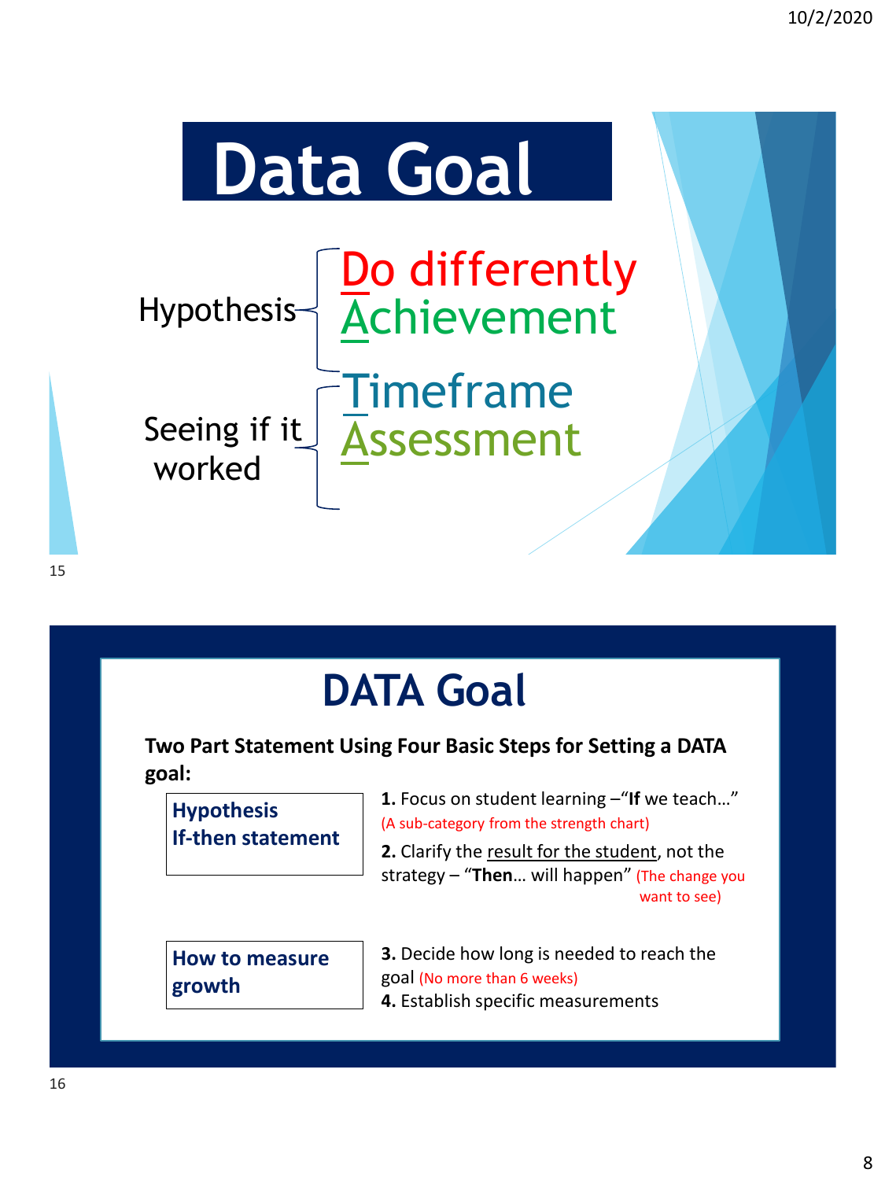# Data Goal

Hypothesis
- **D**o differently
- **A**chievement

Seeing if it worked
- **T**imeframe
- **A**ssessment

# DATA Goal

**Two Part Statement Using Four Basic Steps for Setting a DATA goal:**

| | |
|---|---|
| **Hypothesis If-then statement** | **1.** Focus on student learning –"**If** we teach…" (A sub-category from the strength chart)<br>**2.** Clarify the result for the student, not the strategy – "**Then**… will happen" (The change you want to see) |
| **How to measure growth** | **3.** Decide how long is needed to reach the goal (No more than 6 weeks)<br>**4.** Establish specific measurements |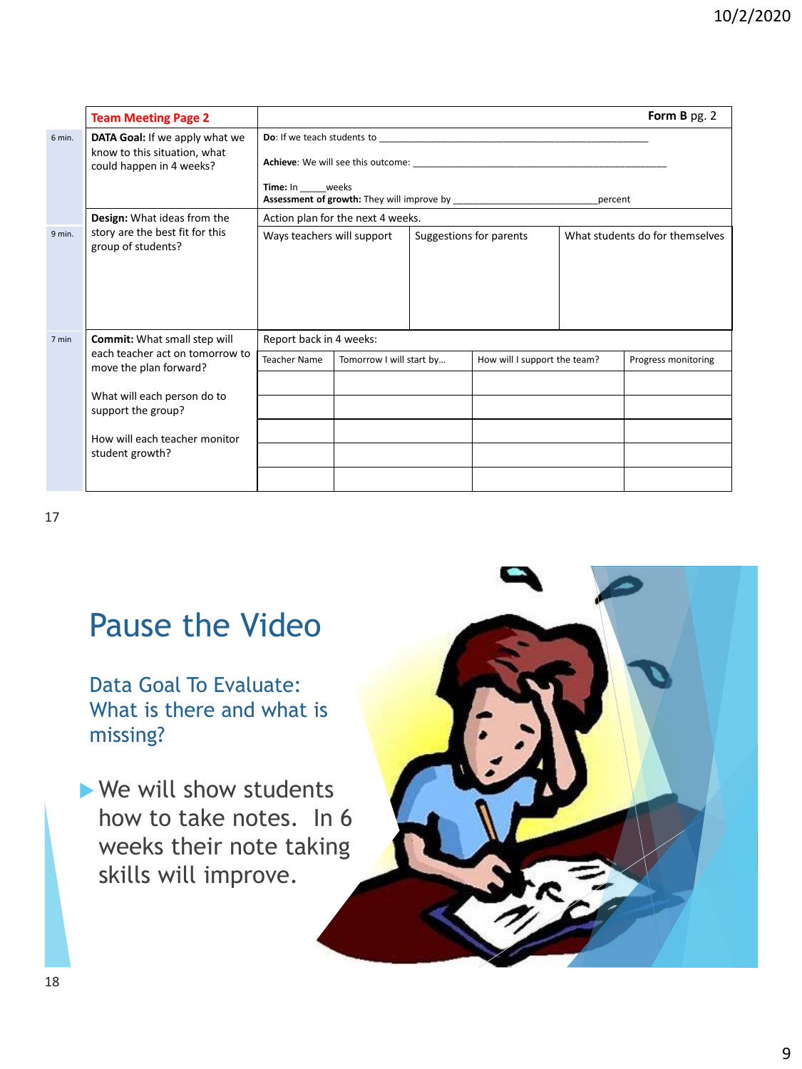| | Team Meeting Page 2 | Form B pg. 2 | | | |
|---|---|---|---|---|---|
| 6 min. | **DATA Goal:** If we apply what we know to this situation, what could happen in 4 weeks? | **Do**: If we teach students to ___<br>**Achieve**: We will see this outcome: ___<br>**Time:** In _____weeks<br>**Assessment of growth:** They will improve by ___percent | | | |
| 9 min. | **Design:** What ideas from the story are the best fit for this group of students? | Action plan for the next 4 weeks.<br>Ways teachers will support | Suggestions for parents | What students do for themselves | |
| 7 min | **Commit:** What small step will each teacher act on tomorrow to move the plan forward?<br><br>What will each person do to support the group?<br><br>How will each teacher monitor student growth? | Report back in 4 weeks: | | | |
| | | Teacher Name | Tomorrow I will start by… | How will I support the team? | Progress monitoring |
| | | | | | |
| | | | | | |
| | | | | | |
| | | | | | |
| | | | | | |

17

# Pause the Video

## Data Goal To Evaluate: What is there and what is missing?

- We will show students how to take notes. In 6 weeks their note taking skills will improve.

18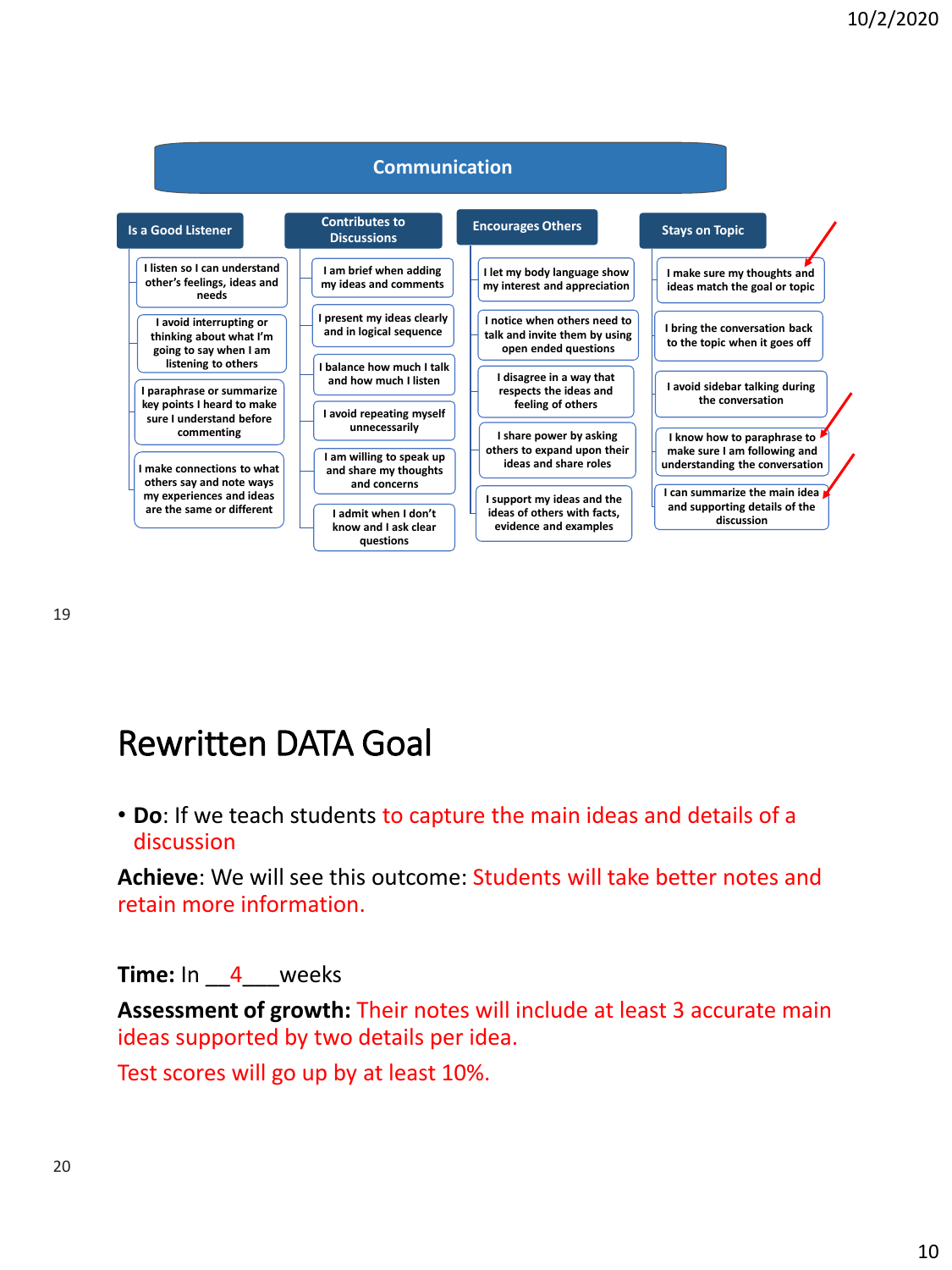## Communication

| Is a Good Listener | Contributes to Discussions | Encourages Others | Stays on Topic |
|---|---|---|---|
| I listen so I can understand other's feelings, ideas and needs | I am brief when adding my ideas and comments | I let my body language show my interest and appreciation | I make sure my thoughts and ideas match the goal or topic |
| I avoid interrupting or thinking about what I'm going to say when I am listening to others | I present my ideas clearly and in logical sequence | I notice when others need to talk and invite them by using open ended questions | I bring the conversation back to the topic when it goes off |
| I paraphrase or summarize key points I heard to make sure I understand before commenting | I balance how much I talk and how much I listen | I disagree in a way that respects the ideas and feeling of others | I avoid sidebar talking during the conversation |
| I make connections to what others say and note ways my experiences and ideas are the same or different | I avoid repeating myself unnecessarily | I share power by asking others to expand upon their ideas and share roles | I know how to paraphrase to make sure I am following and understanding the conversation |
| | I am willing to speak up and share my thoughts and concerns | I support my ideas and the ideas of others with facts, evidence and examples | I can summarize the main idea and supporting details of the discussion |
| | I admit when I don't know and I ask clear questions | | |

# Rewritten DATA Goal

- **Do**: If we teach students to capture the main ideas and details of a discussion

**Achieve**: We will see this outcome: Students will take better notes and retain more information.

**Time:** In \_\_4\_\_\_weeks

**Assessment of growth:** Their notes will include at least 3 accurate main ideas supported by two details per idea.

Test scores will go up by at least 10%.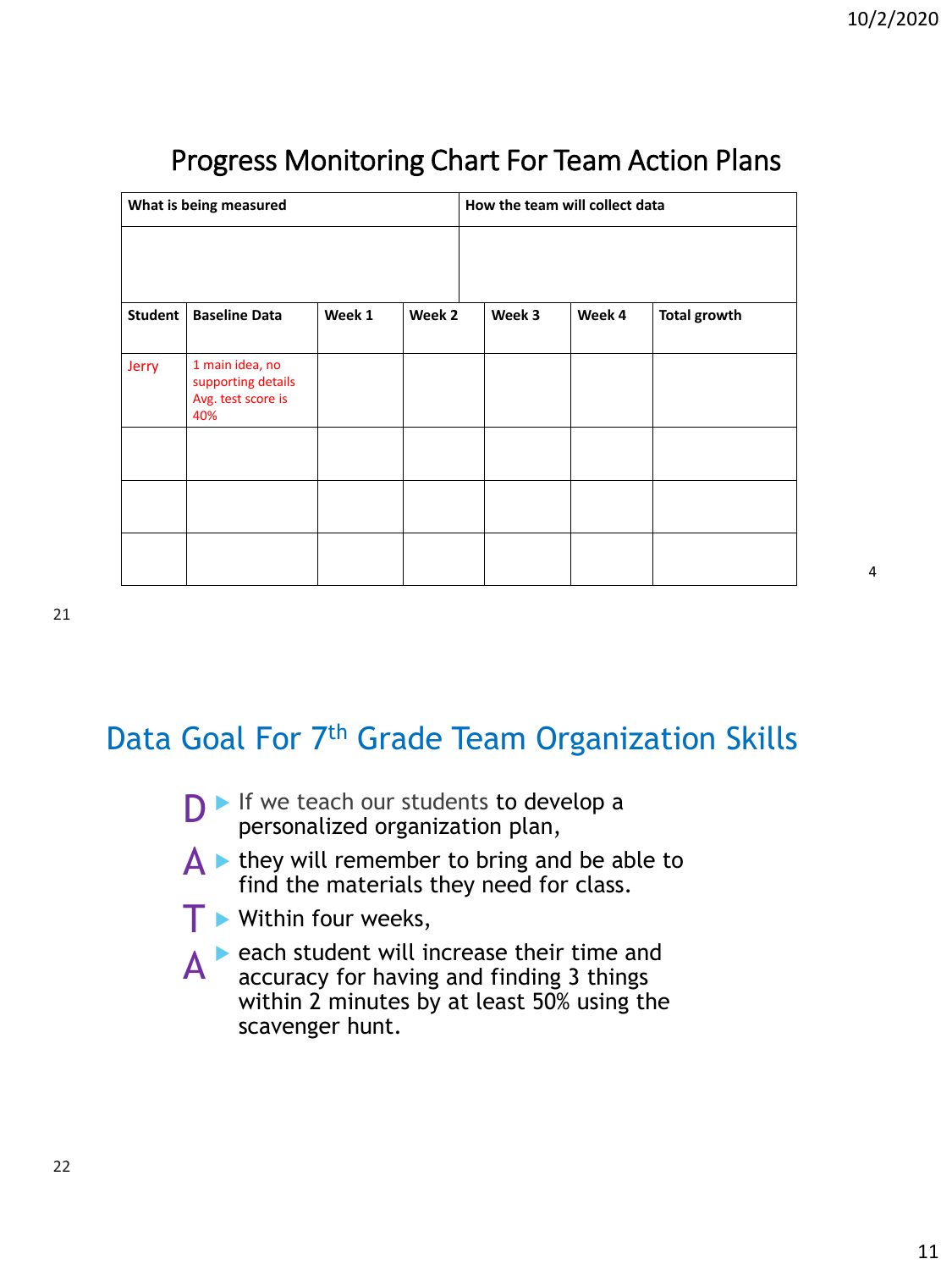## Progress Monitoring Chart For Team Action Plans

| What is being measured | | | How the team will collect data | | | |
|---|---|---|---|---|---|---|
| | | | | | | |
| **Student** | **Baseline Data** | **Week 1** | **Week 2** | **Week 3** | **Week 4** | **Total growth** |
| Jerry | 1 main idea, no supporting details Avg. test score is 40% | | | | | |
| | | | | | | |
| | | | | | | |
| | | | | | | |

## Data Goal For 7th Grade Team Organization Skills

- **D** ▶ If we teach our students to develop a personalized organization plan,
- **A** ▶ they will remember to bring and be able to find the materials they need for class.
- **T** ▶ Within four weeks,
- **A** ▶ each student will increase their time and accuracy for having and finding 3 things within 2 minutes by at least 50% using the scavenger hunt.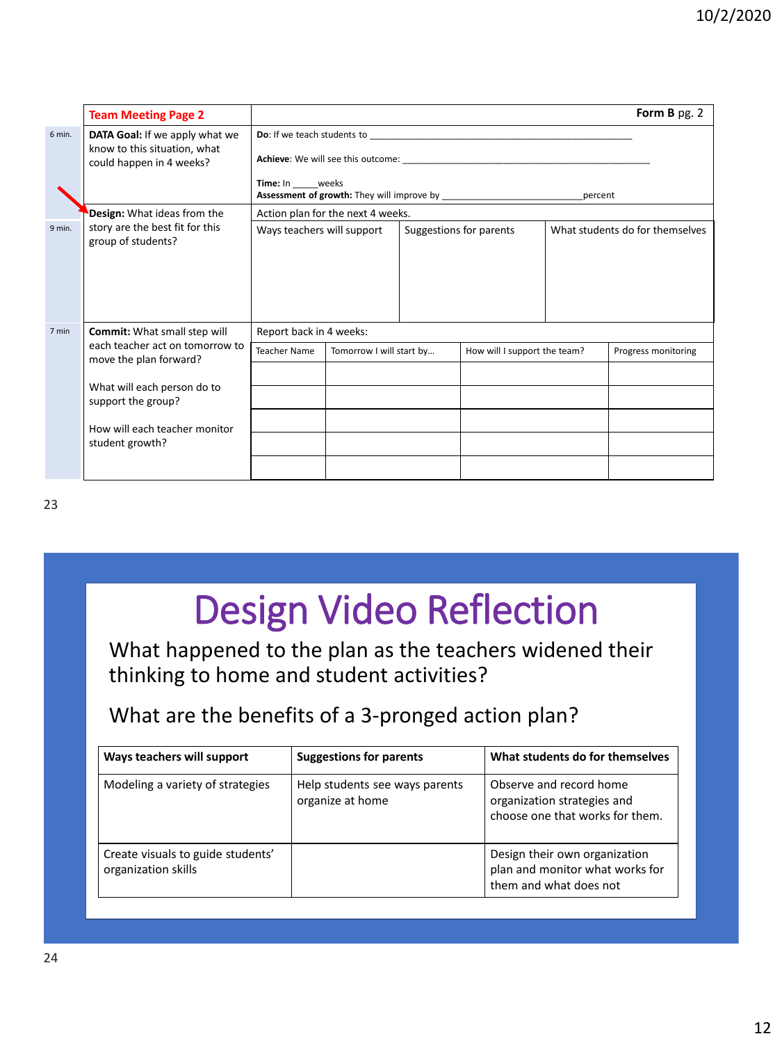| | Team Meeting Page 2 | | | | Form B pg. 2 |
|---|---|---|---|---|---|
| 6 min. | **DATA Goal:** If we apply what we know to this situation, what could happen in 4 weeks? | **Do**: If we teach students to ____________________<br>**Achieve**: We will see this outcome: ____________________<br>**Time:** In _____weeks<br>**Assessment of growth:** They will improve by ____________________percent | | | |
| 9 min. | **Design:** What ideas from the story are the best fit for this group of students? | Action plan for the next 4 weeks.<br>Ways teachers will support | Suggestions for parents | What students do for themselves | |
| 7 min | **Commit:** What small step will each teacher act on tomorrow to move the plan forward?<br><br>What will each person do to support the group?<br><br>How will each teacher monitor student growth? | Report back in 4 weeks: | | | |
| | | Teacher Name | Tomorrow I will start by… | How will I support the team? | Progress monitoring |
| | | | | | |
| | | | | | |
| | | | | | |
| | | | | | |
| | | | | | |

# Design Video Reflection

What happened to the plan as the teachers widened their thinking to home and student activities?

What are the benefits of a 3-pronged action plan?

| Ways teachers will support | Suggestions for parents | What students do for themselves |
|---|---|---|
| Modeling a variety of strategies | Help students see ways parents organize at home | Observe and record home organization strategies and choose one that works for them. |
| Create visuals to guide students' organization skills | | Design their own organization plan and monitor what works for them and what does not |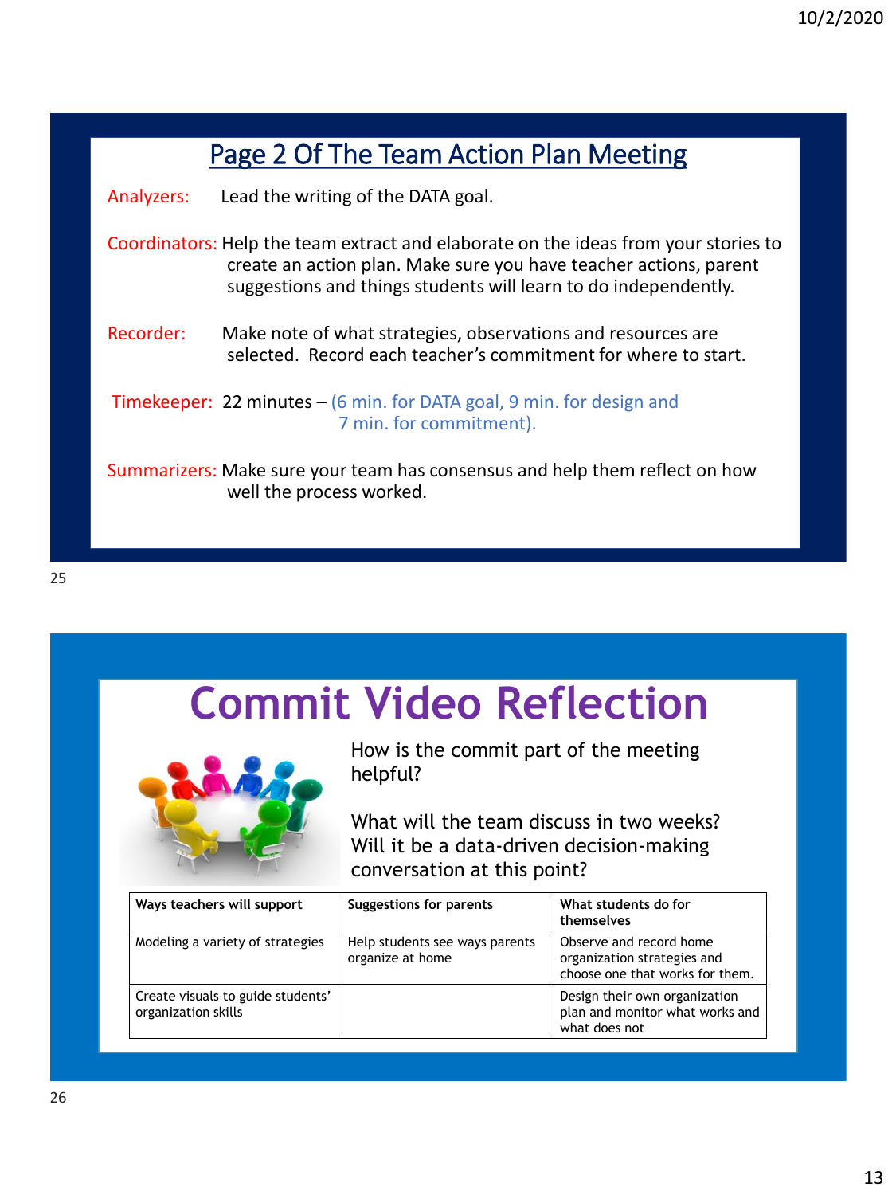## Page 2 Of The Team Action Plan Meeting

Analyzers: Lead the writing of the DATA goal.

Coordinators: Help the team extract and elaborate on the ideas from your stories to create an action plan. Make sure you have teacher actions, parent suggestions and things students will learn to do independently.

Recorder: Make note of what strategies, observations and resources are selected. Record each teacher's commitment for where to start.

Timekeeper: 22 minutes – (6 min. for DATA goal, 9 min. for design and 7 min. for commitment).

Summarizers: Make sure your team has consensus and help them reflect on how well the process worked.

# Commit Video Reflection

How is the commit part of the meeting helpful?

What will the team discuss in two weeks? Will it be a data-driven decision-making conversation at this point?

| Ways teachers will support | Suggestions for parents | What students do for themselves |
|---|---|---|
| Modeling a variety of strategies | Help students see ways parents organize at home | Observe and record home organization strategies and choose one that works for them. |
| Create visuals to guide students' organization skills | | Design their own organization plan and monitor what works and what does not |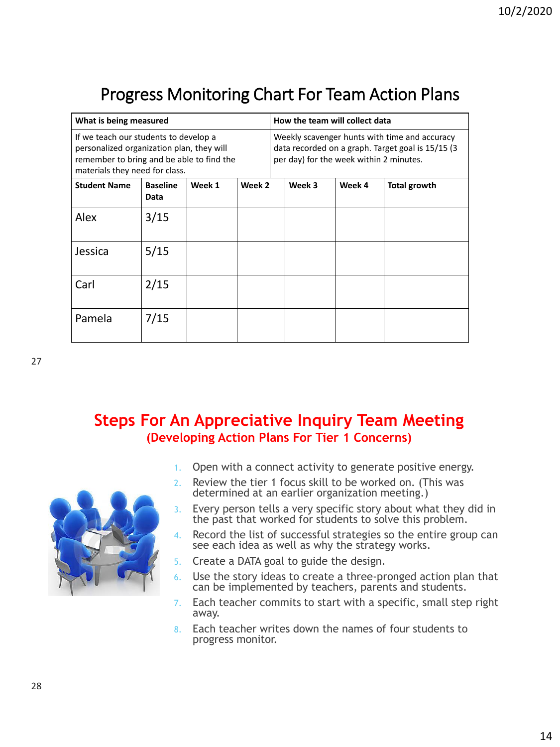## Progress Monitoring Chart For Team Action Plans

| What is being measured | | | How the team will collect data | | | |
|---|---|---|---|---|---|---|
| If we teach our students to develop a personalized organization plan, they will remember to bring and be able to find the materials they need for class. | | | Weekly scavenger hunts with time and accuracy data recorded on a graph. Target goal is 15/15 (3 per day) for the week within 2 minutes. | | | |
| **Student Name** | **Baseline Data** | **Week 1** | **Week 2** | **Week 3** | **Week 4** | **Total growth** |
| Alex | 3/15 | | | | | |
| Jessica | 5/15 | | | | | |
| Carl | 2/15 | | | | | |
| Pamela | 7/15 | | | | | |

## Steps For An Appreciative Inquiry Team Meeting
### (Developing Action Plans For Tier 1 Concerns)

1. Open with a connect activity to generate positive energy.
2. Review the tier 1 focus skill to be worked on. (This was determined at an earlier organization meeting.)
3. Every person tells a very specific story about what they did in the past that worked for students to solve this problem.
4. Record the list of successful strategies so the entire group can see each idea as well as why the strategy works.
5. Create a DATA goal to guide the design.
6. Use the story ideas to create a three-pronged action plan that can be implemented by teachers, parents and students.
7. Each teacher commits to start with a specific, small step right away.
8. Each teacher writes down the names of four students to progress monitor.